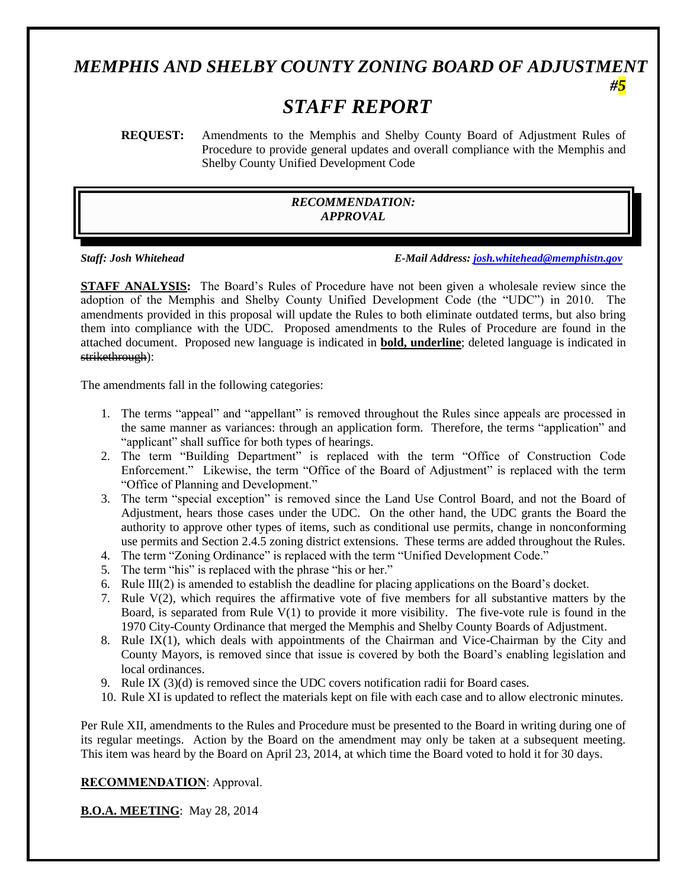# *MEMPHIS AND SHELBY COUNTY ZONING BOARD OF ADJUSTMENT*

***#5***

# *STAFF REPORT*

**REQUEST:** Amendments to the Memphis and Shelby County Board of Adjustment Rules of Procedure to provide general updates and overall compliance with the Memphis and Shelby County Unified Development Code

***RECOMMENDATION:***
***APPROVAL***

***Staff: Josh Whitehead*** ***E-Mail Address: josh.whitehead@memphistn.gov***

**STAFF ANALYSIS:** The Board's Rules of Procedure have not been given a wholesale review since the adoption of the Memphis and Shelby County Unified Development Code (the "UDC") in 2010. The amendments provided in this proposal will update the Rules to both eliminate outdated terms, but also bring them into compliance with the UDC. Proposed amendments to the Rules of Procedure are found in the attached document. Proposed new language is indicated in **bold, underline**; deleted language is indicated in ~~strikethrough~~):

The amendments fall in the following categories:

1. The terms "appeal" and "appellant" is removed throughout the Rules since appeals are processed in the same manner as variances: through an application form. Therefore, the terms "application" and "applicant" shall suffice for both types of hearings.
2. The term "Building Department" is replaced with the term "Office of Construction Code Enforcement." Likewise, the term "Office of the Board of Adjustment" is replaced with the term "Office of Planning and Development."
3. The term "special exception" is removed since the Land Use Control Board, and not the Board of Adjustment, hears those cases under the UDC. On the other hand, the UDC grants the Board the authority to approve other types of items, such as conditional use permits, change in nonconforming use permits and Section 2.4.5 zoning district extensions. These terms are added throughout the Rules.
4. The term "Zoning Ordinance" is replaced with the term "Unified Development Code."
5. The term "his" is replaced with the phrase "his or her."
6. Rule III(2) is amended to establish the deadline for placing applications on the Board's docket.
7. Rule V(2), which requires the affirmative vote of five members for all substantive matters by the Board, is separated from Rule V(1) to provide it more visibility. The five-vote rule is found in the 1970 City-County Ordinance that merged the Memphis and Shelby County Boards of Adjustment.
8. Rule IX(1), which deals with appointments of the Chairman and Vice-Chairman by the City and County Mayors, is removed since that issue is covered by both the Board's enabling legislation and local ordinances.
9. Rule IX (3)(d) is removed since the UDC covers notification radii for Board cases.
10. Rule XI is updated to reflect the materials kept on file with each case and to allow electronic minutes.

Per Rule XII, amendments to the Rules and Procedure must be presented to the Board in writing during one of its regular meetings. Action by the Board on the amendment may only be taken at a subsequent meeting. This item was heard by the Board on April 23, 2014, at which time the Board voted to hold it for 30 days.

**RECOMMENDATION**: Approval.

**B.O.A. MEETING**: May 28, 2014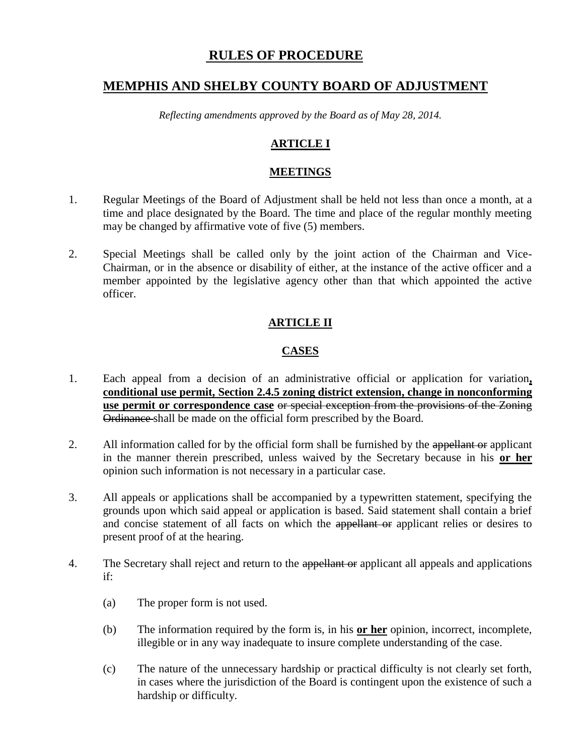# **RULES OF PROCEDURE**

# **MEMPHIS AND SHELBY COUNTY BOARD OF ADJUSTMENT**

*Reflecting amendments approved by the Board as of May 28, 2014.*

## **ARTICLE I**

## **MEETINGS**

1. Regular Meetings of the Board of Adjustment shall be held not less than once a month, at a time and place designated by the Board. The time and place of the regular monthly meeting may be changed by affirmative vote of five (5) members.

2. Special Meetings shall be called only by the joint action of the Chairman and Vice-Chairman, or in the absence or disability of either, at the instance of the active officer and a member appointed by the legislative agency other than that which appointed the active officer.

## **ARTICLE II**

## **CASES**

1. Each appeal from a decision of an administrative official or application for variation**, conditional use permit, Section 2.4.5 zoning district extension, change in nonconforming use permit or correspondence case** ~~or special exception from the provisions of the Zoning Ordinance~~ shall be made on the official form prescribed by the Board.

2. All information called for by the official form shall be furnished by the ~~appellant or~~ applicant in the manner therein prescribed, unless waived by the Secretary because in his **or her** opinion such information is not necessary in a particular case.

3. All appeals or applications shall be accompanied by a typewritten statement, specifying the grounds upon which said appeal or application is based. Said statement shall contain a brief and concise statement of all facts on which the ~~appellant or~~ applicant relies or desires to present proof of at the hearing.

4. The Secretary shall reject and return to the ~~appellant or~~ applicant all appeals and applications if:

   (a) The proper form is not used.

   (b) The information required by the form is, in his **or her** opinion, incorrect, incomplete, illegible or in any way inadequate to insure complete understanding of the case.

   (c) The nature of the unnecessary hardship or practical difficulty is not clearly set forth, in cases where the jurisdiction of the Board is contingent upon the existence of such a hardship or difficulty.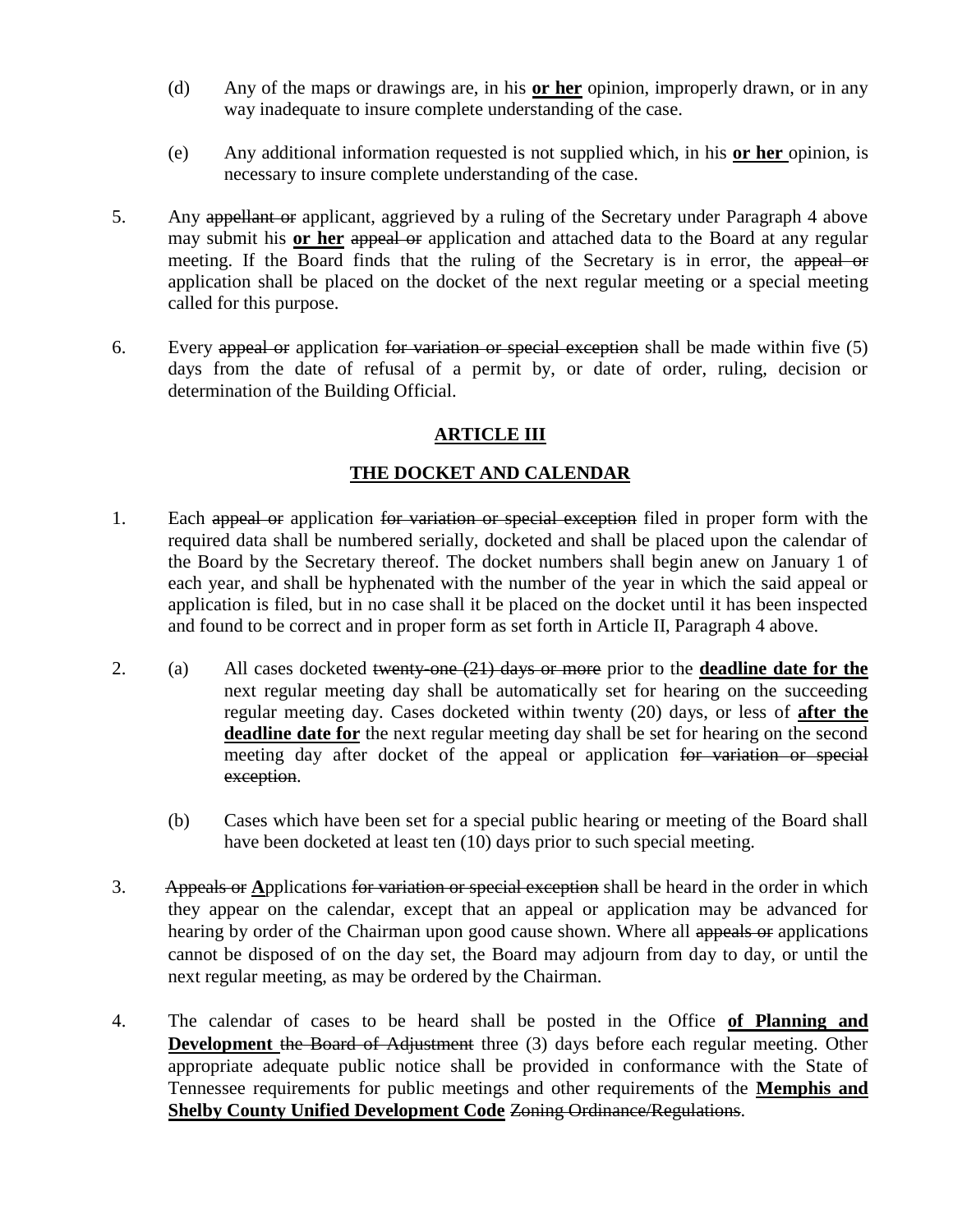(d) Any of the maps or drawings are, in his **or her** opinion, improperly drawn, or in any way inadequate to insure complete understanding of the case.

(e) Any additional information requested is not supplied which, in his **or her** opinion, is necessary to insure complete understanding of the case.

5. Any ~~appellant or~~ applicant, aggrieved by a ruling of the Secretary under Paragraph 4 above may submit his **or her** ~~appeal or~~ application and attached data to the Board at any regular meeting. If the Board finds that the ruling of the Secretary is in error, the ~~appeal or~~ application shall be placed on the docket of the next regular meeting or a special meeting called for this purpose.

6. Every ~~appeal or~~ application ~~for variation or special exception~~ shall be made within five (5) days from the date of refusal of a permit by, or date of order, ruling, decision or determination of the Building Official.

## ARTICLE III

## THE DOCKET AND CALENDAR

1. Each ~~appeal or~~ application ~~for variation or special exception~~ filed in proper form with the required data shall be numbered serially, docketed and shall be placed upon the calendar of the Board by the Secretary thereof. The docket numbers shall begin anew on January 1 of each year, and shall be hyphenated with the number of the year in which the said appeal or application is filed, but in no case shall it be placed on the docket until it has been inspected and found to be correct and in proper form as set forth in Article II, Paragraph 4 above.

2. (a) All cases docketed ~~twenty-one (21) days or more~~ prior to the **deadline date for the** next regular meeting day shall be automatically set for hearing on the succeeding regular meeting day. Cases docketed within twenty (20) days, or less of **after the deadline date for** the next regular meeting day shall be set for hearing on the second meeting day after docket of the appeal or application ~~for variation or special exception~~.

   (b) Cases which have been set for a special public hearing or meeting of the Board shall have been docketed at least ten (10) days prior to such special meeting.

3. ~~Appeals or~~ **A**pplications ~~for variation or special exception~~ shall be heard in the order in which they appear on the calendar, except that an appeal or application may be advanced for hearing by order of the Chairman upon good cause shown. Where all ~~appeals or~~ applications cannot be disposed of on the day set, the Board may adjourn from day to day, or until the next regular meeting, as may be ordered by the Chairman.

4. The calendar of cases to be heard shall be posted in the Office **of Planning and Development** ~~the Board of Adjustment~~ three (3) days before each regular meeting. Other appropriate adequate public notice shall be provided in conformance with the State of Tennessee requirements for public meetings and other requirements of the **Memphis and Shelby County Unified Development Code** ~~Zoning Ordinance/Regulations~~.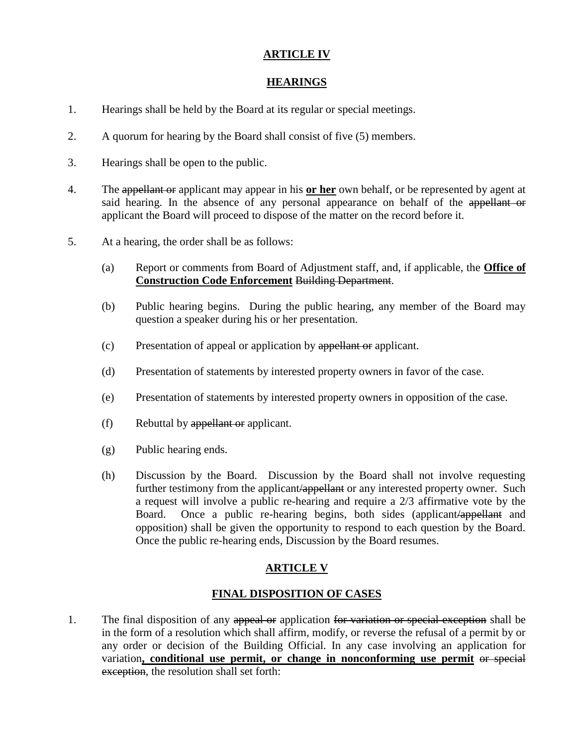## ARTICLE IV

## HEARINGS

1. Hearings shall be held by the Board at its regular or special meetings.

2. A quorum for hearing by the Board shall consist of five (5) members.

3. Hearings shall be open to the public.

4. The ~~appellant or~~ applicant may appear in his **<u>or her</u>** own behalf, or be represented by agent at said hearing. In the absence of any personal appearance on behalf of the ~~appellant or~~ applicant the Board will proceed to dispose of the matter on the record before it.

5. At a hearing, the order shall be as follows:

   (a) Report or comments from Board of Adjustment staff, and, if applicable, the **<u>Office of Construction Code Enforcement</u>** ~~Building Department~~.

   (b) Public hearing begins. During the public hearing, any member of the Board may question a speaker during his or her presentation.

   (c) Presentation of appeal or application by ~~appellant or~~ applicant.

   (d) Presentation of statements by interested property owners in favor of the case.

   (e) Presentation of statements by interested property owners in opposition of the case.

   (f) Rebuttal by ~~appellant or~~ applicant.

   (g) Public hearing ends.

   (h) Discussion by the Board. Discussion by the Board shall not involve requesting further testimony from the applicant~~/appellant~~ or any interested property owner. Such a request will involve a public re-hearing and require a 2/3 affirmative vote by the Board. Once a public re-hearing begins, both sides (applicant~~/appellant~~ and opposition) shall be given the opportunity to respond to each question by the Board. Once the public re-hearing ends, Discussion by the Board resumes.

## ARTICLE V

## FINAL DISPOSITION OF CASES

1. The final disposition of any ~~appeal or~~ application ~~for variation or special exception~~ shall be in the form of a resolution which shall affirm, modify, or reverse the refusal of a permit by or any order or decision of the Building Official. In any case involving an application for variation**<u>, conditional use permit, or change in nonconforming use permit</u>** ~~or special exception~~, the resolution shall set forth: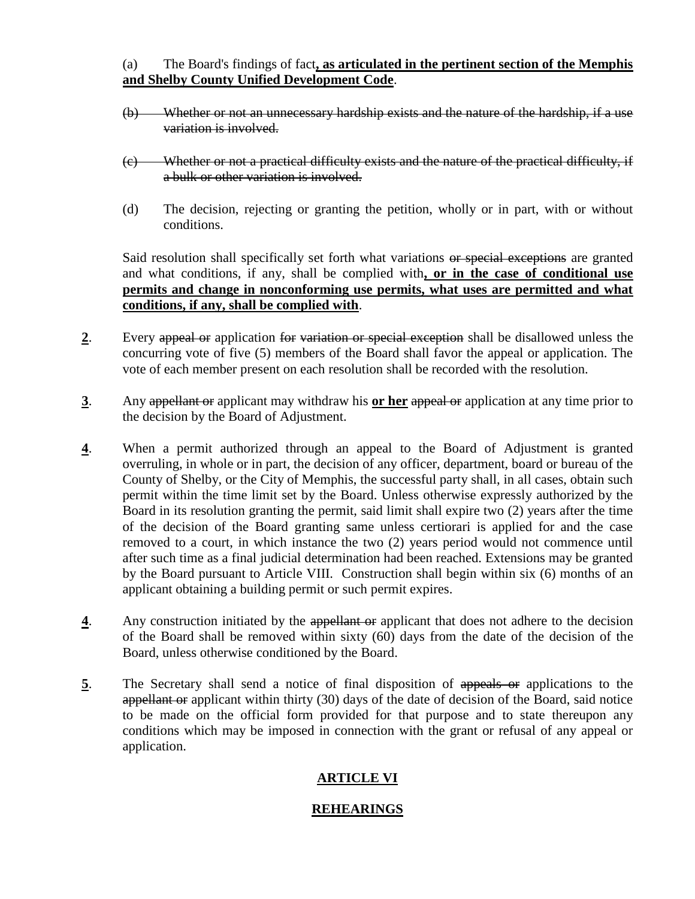(a) The Board's findings of fact**, as articulated in the pertinent section of the Memphis and Shelby County Unified Development Code**.

~~(b) Whether or not an unnecessary hardship exists and the nature of the hardship, if a use variation is involved.~~

~~(c) Whether or not a practical difficulty exists and the nature of the practical difficulty, if a bulk or other variation is involved.~~

(d) The decision, rejecting or granting the petition, wholly or in part, with or without conditions.

Said resolution shall specifically set forth what variations ~~or special exceptions~~ are granted and what conditions, if any, shall be complied with**, or in the case of conditional use permits and change in nonconforming use permits, what uses are permitted and what conditions, if any, shall be complied with**.

**2**. Every ~~appeal or~~ application ~~for variation or special exception~~ shall be disallowed unless the concurring vote of five (5) members of the Board shall favor the appeal or application. The vote of each member present on each resolution shall be recorded with the resolution.

**3**. Any ~~appellant or~~ applicant may withdraw his **or her** ~~appeal or~~ application at any time prior to the decision by the Board of Adjustment.

**4**. When a permit authorized through an appeal to the Board of Adjustment is granted overruling, in whole or in part, the decision of any officer, department, board or bureau of the County of Shelby, or the City of Memphis, the successful party shall, in all cases, obtain such permit within the time limit set by the Board. Unless otherwise expressly authorized by the Board in its resolution granting the permit, said limit shall expire two (2) years after the time of the decision of the Board granting same unless certiorari is applied for and the case removed to a court, in which instance the two (2) years period would not commence until after such time as a final judicial determination had been reached. Extensions may be granted by the Board pursuant to Article VIII. Construction shall begin within six (6) months of an applicant obtaining a building permit or such permit expires.

**4**. Any construction initiated by the ~~appellant or~~ applicant that does not adhere to the decision of the Board shall be removed within sixty (60) days from the date of the decision of the Board, unless otherwise conditioned by the Board.

**5**. The Secretary shall send a notice of final disposition of ~~appeals or~~ applications to the ~~appellant or~~ applicant within thirty (30) days of the date of decision of the Board, said notice to be made on the official form provided for that purpose and to state thereupon any conditions which may be imposed in connection with the grant or refusal of any appeal or application.

## ARTICLE VI

## REHEARINGS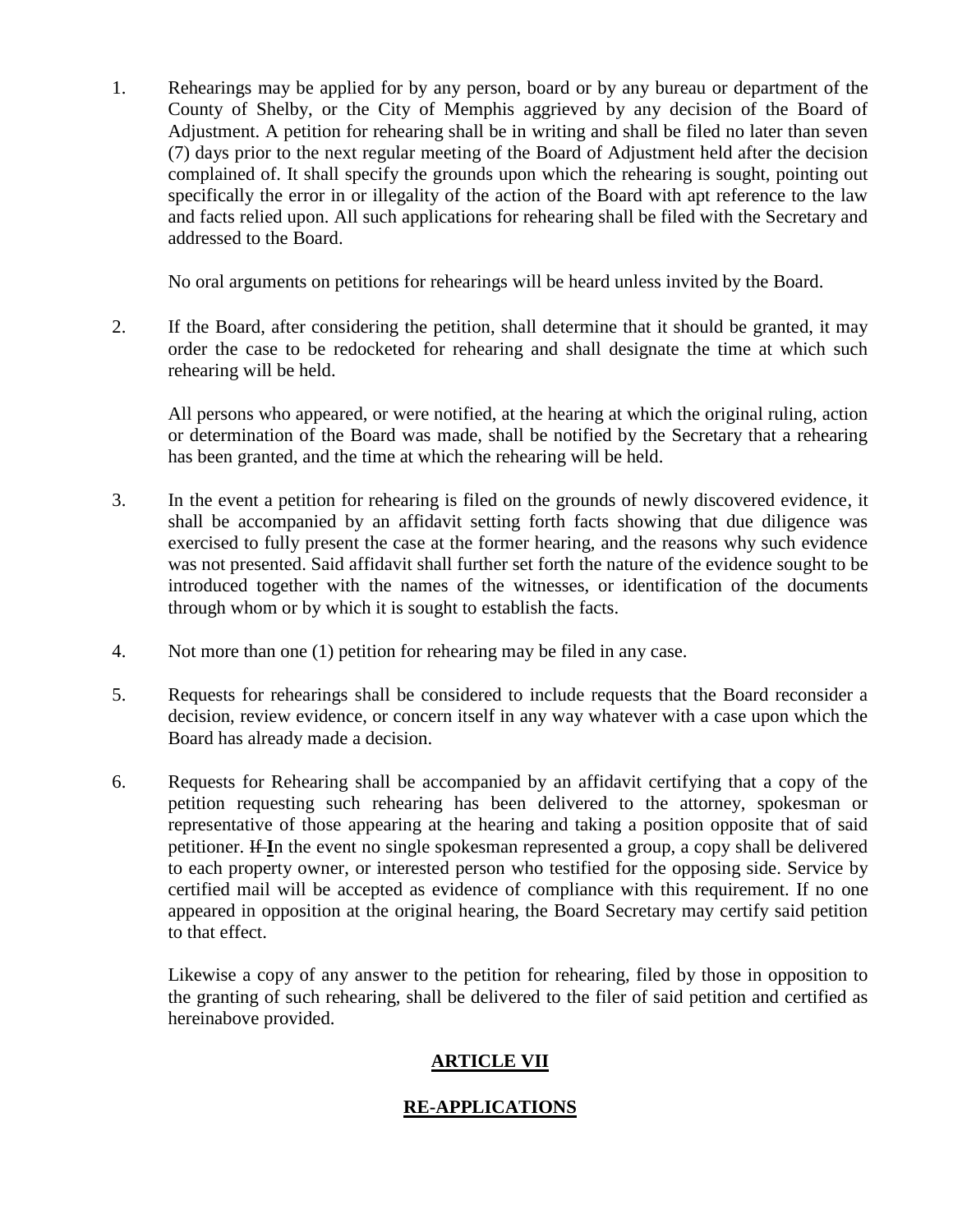1. Rehearings may be applied for by any person, board or by any bureau or department of the County of Shelby, or the City of Memphis aggrieved by any decision of the Board of Adjustment. A petition for rehearing shall be in writing and shall be filed no later than seven (7) days prior to the next regular meeting of the Board of Adjustment held after the decision complained of. It shall specify the grounds upon which the rehearing is sought, pointing out specifically the error in or illegality of the action of the Board with apt reference to the law and facts relied upon. All such applications for rehearing shall be filed with the Secretary and addressed to the Board.

   No oral arguments on petitions for rehearings will be heard unless invited by the Board.

2. If the Board, after considering the petition, shall determine that it should be granted, it may order the case to be redocketed for rehearing and shall designate the time at which such rehearing will be held.

   All persons who appeared, or were notified, at the hearing at which the original ruling, action or determination of the Board was made, shall be notified by the Secretary that a rehearing has been granted, and the time at which the rehearing will be held.

3. In the event a petition for rehearing is filed on the grounds of newly discovered evidence, it shall be accompanied by an affidavit setting forth facts showing that due diligence was exercised to fully present the case at the former hearing, and the reasons why such evidence was not presented. Said affidavit shall further set forth the nature of the evidence sought to be introduced together with the names of the witnesses, or identification of the documents through whom or by which it is sought to establish the facts.

4. Not more than one (1) petition for rehearing may be filed in any case.

5. Requests for rehearings shall be considered to include requests that the Board reconsider a decision, review evidence, or concern itself in any way whatever with a case upon which the Board has already made a decision.

6. Requests for Rehearing shall be accompanied by an affidavit certifying that a copy of the petition requesting such rehearing has been delivered to the attorney, spokesman or representative of those appearing at the hearing and taking a position opposite that of said petitioner. ~~If~~ **I**n the event no single spokesman represented a group, a copy shall be delivered to each property owner, or interested person who testified for the opposing side. Service by certified mail will be accepted as evidence of compliance with this requirement. If no one appeared in opposition at the original hearing, the Board Secretary may certify said petition to that effect.

   Likewise a copy of any answer to the petition for rehearing, filed by those in opposition to the granting of such rehearing, shall be delivered to the filer of said petition and certified as hereinabove provided.

## ARTICLE VII

## RE-APPLICATIONS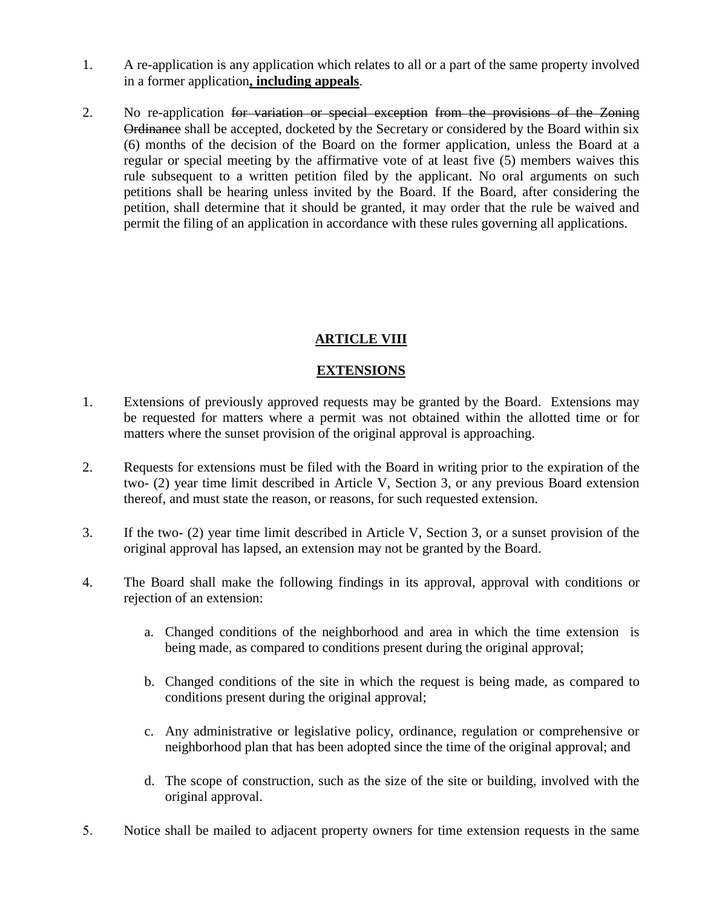1. A re-application is any application which relates to all or a part of the same property involved in a former application**, including appeals**.

2. No re-application ~~for variation or special exception~~ ~~from the provisions of the Zoning Ordinance~~ shall be accepted, docketed by the Secretary or considered by the Board within six (6) months of the decision of the Board on the former application, unless the Board at a regular or special meeting by the affirmative vote of at least five (5) members waives this rule subsequent to a written petition filed by the applicant. No oral arguments on such petitions shall be hearing unless invited by the Board. If the Board, after considering the petition, shall determine that it should be granted, it may order that the rule be waived and permit the filing of an application in accordance with these rules governing all applications.

## **ARTICLE VIII**

## **EXTENSIONS**

1. Extensions of previously approved requests may be granted by the Board. Extensions may be requested for matters where a permit was not obtained within the allotted time or for matters where the sunset provision of the original approval is approaching.

2. Requests for extensions must be filed with the Board in writing prior to the expiration of the two- (2) year time limit described in Article V, Section 3, or any previous Board extension thereof, and must state the reason, or reasons, for such requested extension.

3. If the two- (2) year time limit described in Article V, Section 3, or a sunset provision of the original approval has lapsed, an extension may not be granted by the Board.

4. The Board shall make the following findings in its approval, approval with conditions or rejection of an extension:

   a. Changed conditions of the neighborhood and area in which the time extension is being made, as compared to conditions present during the original approval;

   b. Changed conditions of the site in which the request is being made, as compared to conditions present during the original approval;

   c. Any administrative or legislative policy, ordinance, regulation or comprehensive or neighborhood plan that has been adopted since the time of the original approval; and

   d. The scope of construction, such as the size of the site or building, involved with the original approval.

5. Notice shall be mailed to adjacent property owners for time extension requests in the same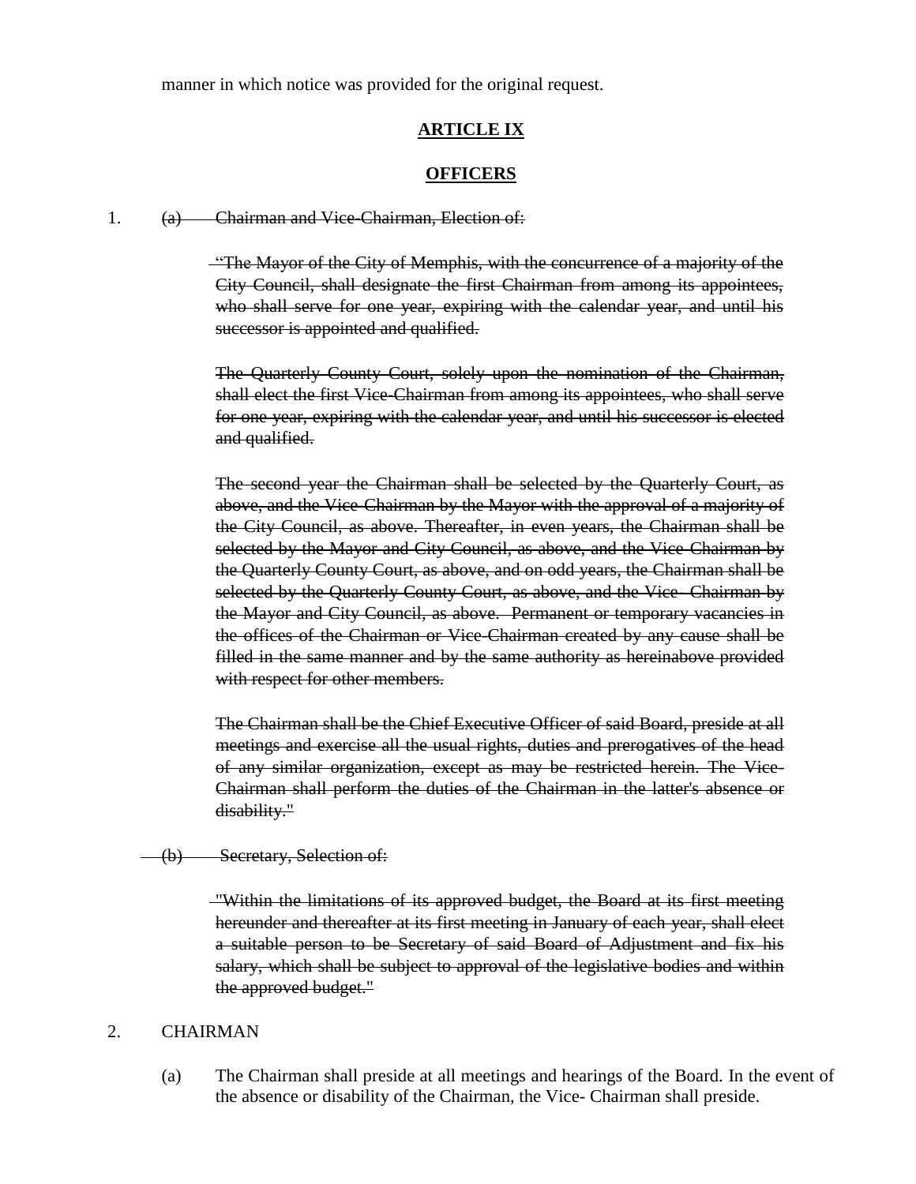manner in which notice was provided for the original request.

## ARTICLE IX

## OFFICERS

1. ~~(a) Chairman and Vice-Chairman, Election of:~~

   ~~"The Mayor of the City of Memphis, with the concurrence of a majority of the City Council, shall designate the first Chairman from among its appointees, who shall serve for one year, expiring with the calendar year, and until his successor is appointed and qualified.~~

   ~~The Quarterly County Court, solely upon the nomination of the Chairman, shall elect the first Vice-Chairman from among its appointees, who shall serve for one year, expiring with the calendar year, and until his successor is elected and qualified.~~

   ~~The second year the Chairman shall be selected by the Quarterly Court, as above, and the Vice-Chairman by the Mayor with the approval of a majority of the City Council, as above. Thereafter, in even years, the Chairman shall be selected by the Mayor and City Council, as above, and the Vice-Chairman by the Quarterly County Court, as above, and on odd years, the Chairman shall be selected by the Quarterly County Court, as above, and the Vice- Chairman by the Mayor and City Council, as above. Permanent or temporary vacancies in the offices of the Chairman or Vice-Chairman created by any cause shall be filled in the same manner and by the same authority as hereinabove provided with respect for other members.~~

   ~~The Chairman shall be the Chief Executive Officer of said Board, preside at all meetings and exercise all the usual rights, duties and prerogatives of the head of any similar organization, except as may be restricted herein. The Vice-Chairman shall perform the duties of the Chairman in the latter's absence or disability."~~

   ~~(b) Secretary, Selection of:~~

   ~~"Within the limitations of its approved budget, the Board at its first meeting hereunder and thereafter at its first meeting in January of each year, shall elect a suitable person to be Secretary of said Board of Adjustment and fix his salary, which shall be subject to approval of the legislative bodies and within the approved budget."~~

2. CHAIRMAN

   (a) The Chairman shall preside at all meetings and hearings of the Board. In the event of the absence or disability of the Chairman, the Vice- Chairman shall preside.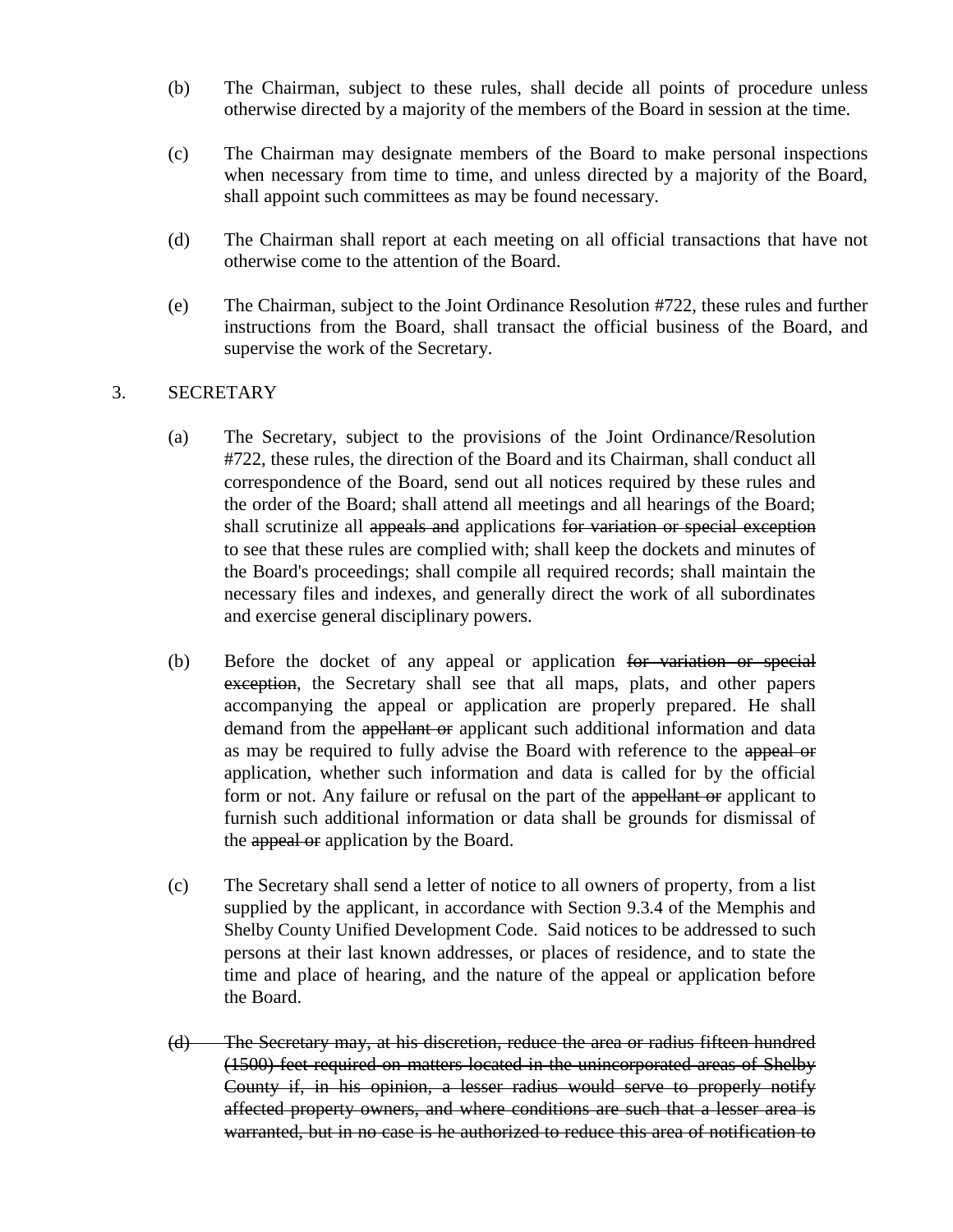(b) The Chairman, subject to these rules, shall decide all points of procedure unless otherwise directed by a majority of the members of the Board in session at the time.

(c) The Chairman may designate members of the Board to make personal inspections when necessary from time to time, and unless directed by a majority of the Board, shall appoint such committees as may be found necessary.

(d) The Chairman shall report at each meeting on all official transactions that have not otherwise come to the attention of the Board.

(e) The Chairman, subject to the Joint Ordinance Resolution #722, these rules and further instructions from the Board, shall transact the official business of the Board, and supervise the work of the Secretary.

3. SECRETARY

(a) The Secretary, subject to the provisions of the Joint Ordinance/Resolution #722, these rules, the direction of the Board and its Chairman, shall conduct all correspondence of the Board, send out all notices required by these rules and the order of the Board; shall attend all meetings and all hearings of the Board; shall scrutinize all ~~appeals and~~ applications ~~for variation or special exception~~ to see that these rules are complied with; shall keep the dockets and minutes of the Board's proceedings; shall compile all required records; shall maintain the necessary files and indexes, and generally direct the work of all subordinates and exercise general disciplinary powers.

(b) Before the docket of any appeal or application ~~for variation or special exception~~, the Secretary shall see that all maps, plats, and other papers accompanying the appeal or application are properly prepared. He shall demand from the ~~appellant or~~ applicant such additional information and data as may be required to fully advise the Board with reference to the ~~appeal or~~ application, whether such information and data is called for by the official form or not. Any failure or refusal on the part of the ~~appellant or~~ applicant to furnish such additional information or data shall be grounds for dismissal of the ~~appeal or~~ application by the Board.

(c) The Secretary shall send a letter of notice to all owners of property, from a list supplied by the applicant, in accordance with Section 9.3.4 of the Memphis and Shelby County Unified Development Code. Said notices to be addressed to such persons at their last known addresses, or places of residence, and to state the time and place of hearing, and the nature of the appeal or application before the Board.

~~(d) The Secretary may, at his discretion, reduce the area or radius fifteen hundred (1500) feet required on matters located in the unincorporated areas of Shelby County if, in his opinion, a lesser radius would serve to properly notify affected property owners, and where conditions are such that a lesser area is warranted, but in no case is he authorized to reduce this area of notification to~~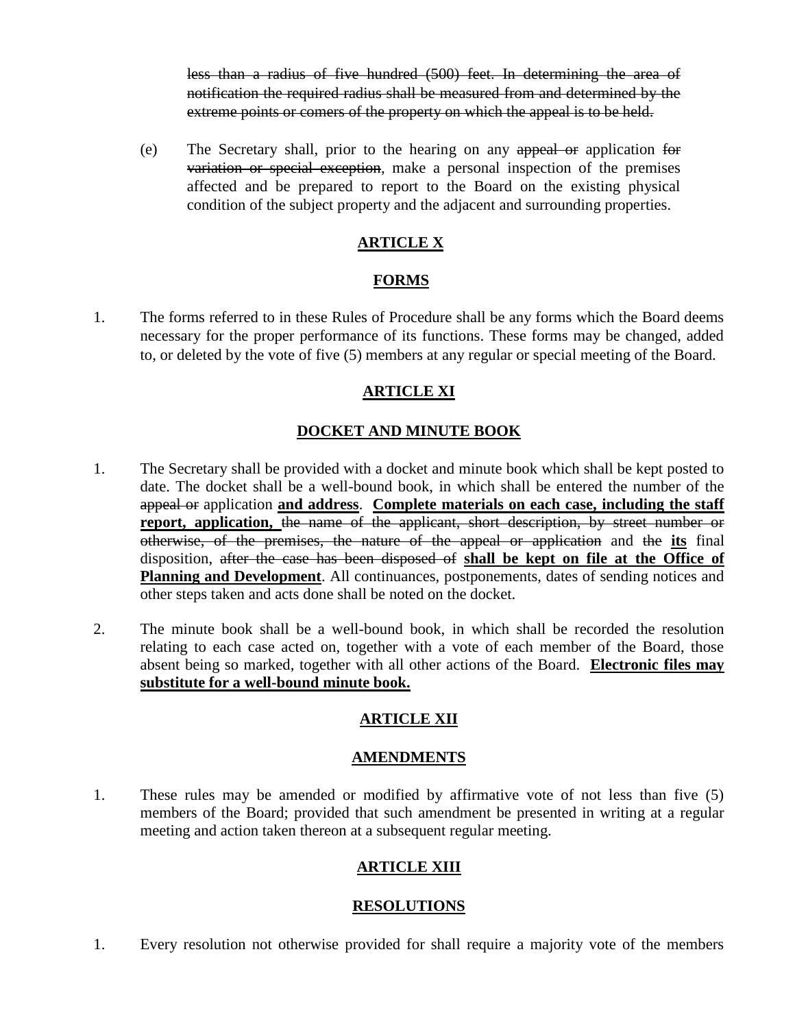~~less than a radius of five hundred (500) feet. In determining the area of notification the required radius shall be measured from and determined by the extreme points or comers of the property on which the appeal is to be held.~~

(e) The Secretary shall, prior to the hearing on any ~~appeal or~~ application ~~for variation or special exception~~, make a personal inspection of the premises affected and be prepared to report to the Board on the existing physical condition of the subject property and the adjacent and surrounding properties.

## ARTICLE X

## FORMS

1. The forms referred to in these Rules of Procedure shall be any forms which the Board deems necessary for the proper performance of its functions. These forms may be changed, added to, or deleted by the vote of five (5) members at any regular or special meeting of the Board.

## ARTICLE XI

## DOCKET AND MINUTE BOOK

1. The Secretary shall be provided with a docket and minute book which shall be kept posted to date. The docket shall be a well-bound book, in which shall be entered the number of the ~~appeal or~~ application **and address**. **Complete materials on each case, including the staff report, application,** ~~the name of the applicant, short description, by street number or otherwise, of the premises, the nature of the appeal or application~~ and ~~the~~ **its** final disposition, ~~after the case has been disposed of~~ **shall be kept on file at the Office of Planning and Development**. All continuances, postponements, dates of sending notices and other steps taken and acts done shall be noted on the docket.

2. The minute book shall be a well-bound book, in which shall be recorded the resolution relating to each case acted on, together with a vote of each member of the Board, those absent being so marked, together with all other actions of the Board. **Electronic files may substitute for a well-bound minute book.**

## ARTICLE XII

## AMENDMENTS

1. These rules may be amended or modified by affirmative vote of not less than five (5) members of the Board; provided that such amendment be presented in writing at a regular meeting and action taken thereon at a subsequent regular meeting.

## ARTICLE XIII

## RESOLUTIONS

1. Every resolution not otherwise provided for shall require a majority vote of the members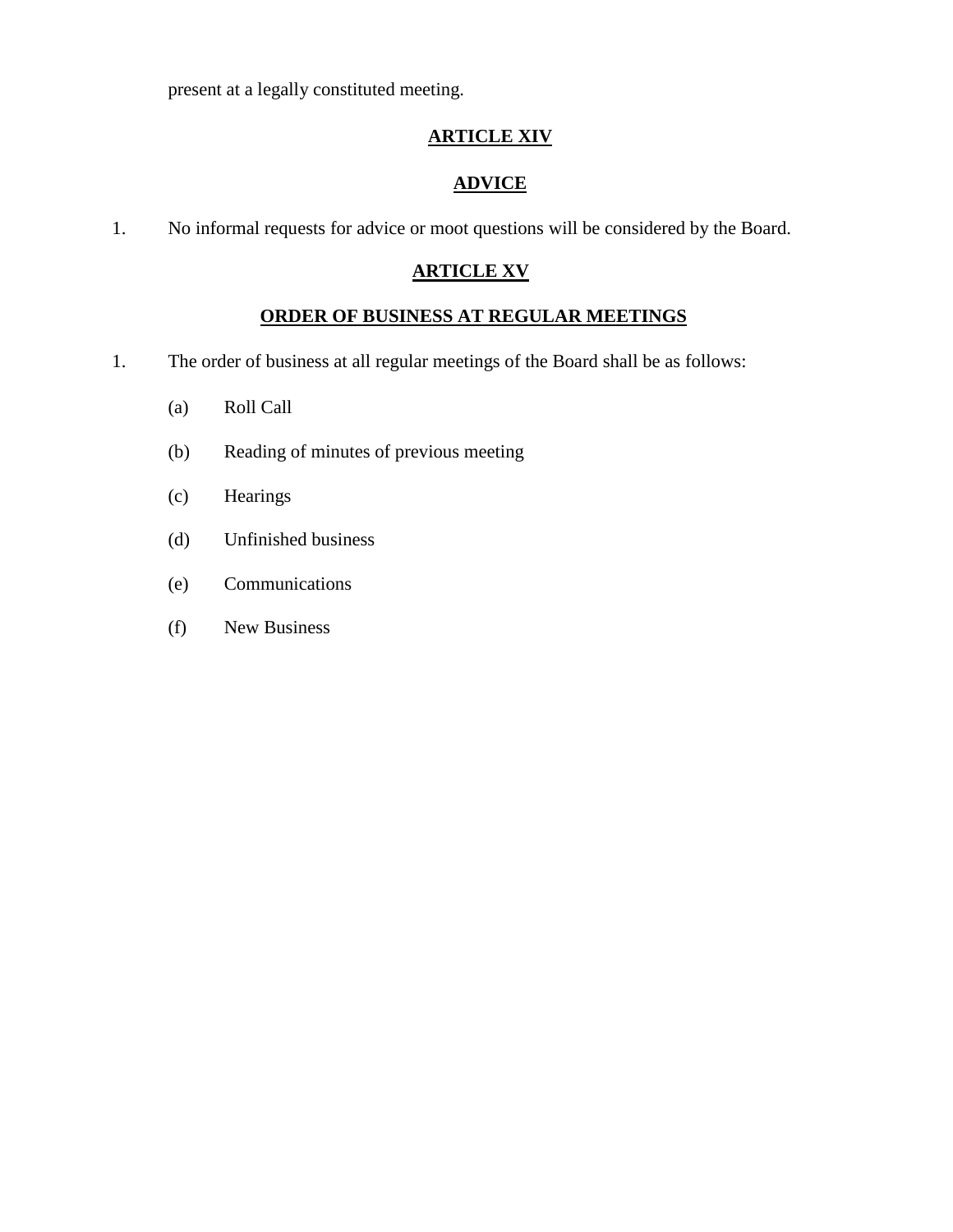present at a legally constituted meeting.

## ARTICLE XIV

## ADVICE

1. No informal requests for advice or moot questions will be considered by the Board.

## ARTICLE XV

## ORDER OF BUSINESS AT REGULAR MEETINGS

1. The order of business at all regular meetings of the Board shall be as follows:

   (a) Roll Call

   (b) Reading of minutes of previous meeting

   (c) Hearings

   (d) Unfinished business

   (e) Communications

   (f) New Business